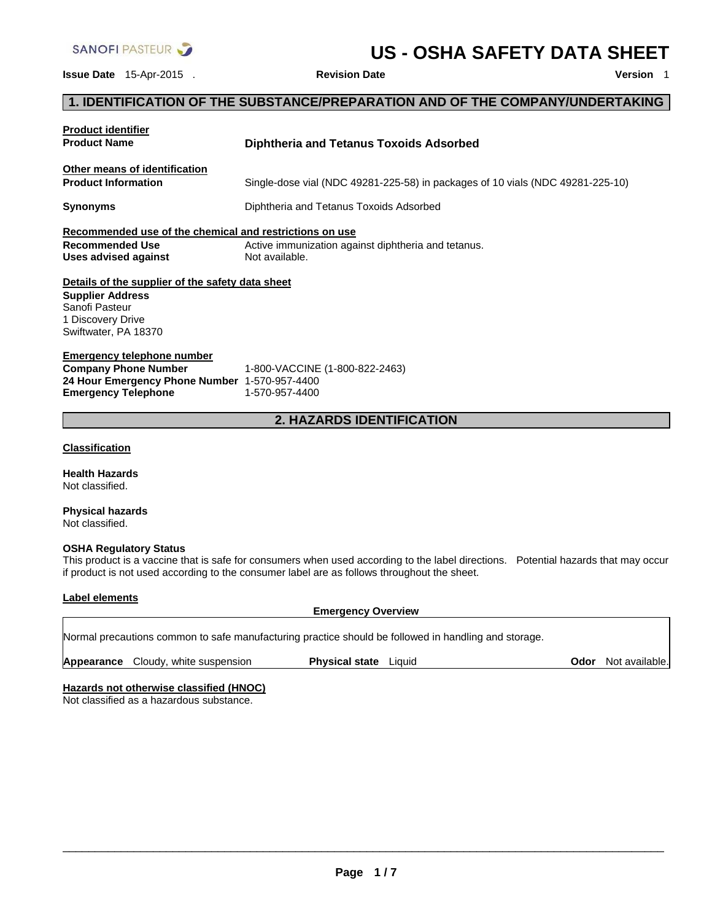SANOFI PASTEUR

# US - OSHA SAFETY DATA SHEET

**Issue Date** 15-Apr-2015 . **Revision Date** **Version** 1

## 1. IDENTIFICATION OF THE SUBSTANCE/PREPARATION AND OF THE COMPANY/UNDERTAKING

**Product identifier**

**Product Name** **Diphtheria and Tetanus Toxoids Adsorbed**

**Other means of identification**

**Product Information** Single-dose vial (NDC 49281-225-58) in packages of 10 vials (NDC 49281-225-10)

**Synonyms** Diphtheria and Tetanus Toxoids Adsorbed

**Recommended use of the chemical and restrictions on use**

**Recommended Use** Active immunization against diphtheria and tetanus.

**Uses advised against** Not available.

**Details of the supplier of the safety data sheet**

**Supplier Address**
Sanofi Pasteur
1 Discovery Drive
Swiftwater, PA 18370

**Emergency telephone number**

**Company Phone Number** 1-800-VACCINE (1-800-822-2463)

**24 Hour Emergency Phone Number** 1-570-957-4400

**Emergency Telephone** 1-570-957-4400

## 2. HAZARDS IDENTIFICATION

**Classification**

**Health Hazards**
Not classified.

**Physical hazards**
Not classified.

**OSHA Regulatory Status**
This product is a vaccine that is safe for consumers when used according to the label directions. Potential hazards that may occur if product is not used according to the consumer label are as follows throughout the sheet.

**Label elements**

**Emergency Overview**

Normal precautions common to safe manufacturing practice should be followed in handling and storage.

| **Appearance** Cloudy, white suspension | **Physical state** Liquid | **Odor** Not available. |
|---|---|---|

**Hazards not otherwise classified (HNOC)**
Not classified as a hazardous substance.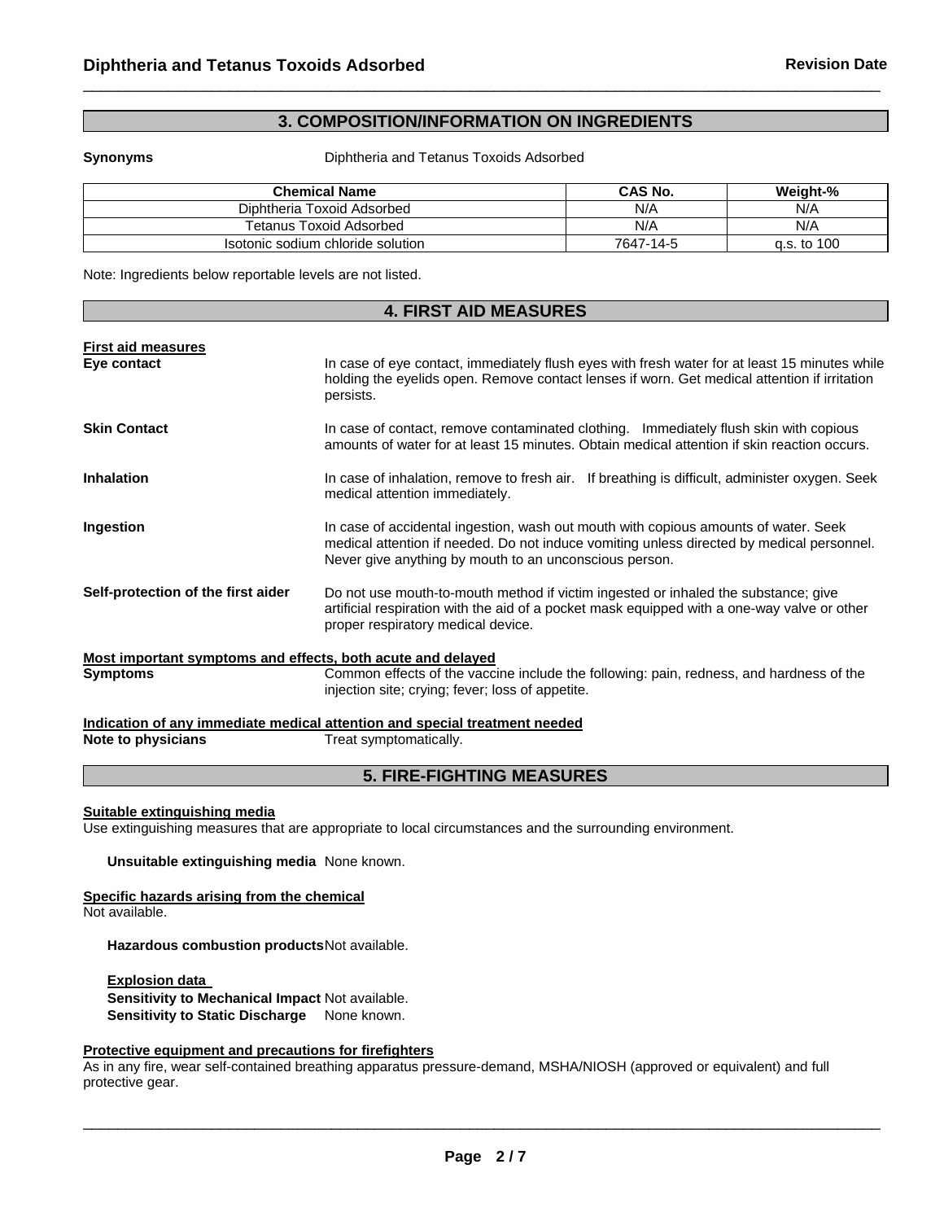## 3. COMPOSITION/INFORMATION ON INGREDIENTS

**Synonyms** Diphtheria and Tetanus Toxoids Adsorbed

| Chemical Name | CAS No. | Weight-% |
|---|---|---|
| Diphtheria Toxoid Adsorbed | N/A | N/A |
| Tetanus Toxoid Adsorbed | N/A | N/A |
| Isotonic sodium chloride solution | 7647-14-5 | q.s. to 100 |

Note: Ingredients below reportable levels are not listed.

## 4. FIRST AID MEASURES

**First aid measures**

**Eye contact** In case of eye contact, immediately flush eyes with fresh water for at least 15 minutes while holding the eyelids open. Remove contact lenses if worn. Get medical attention if irritation persists.

**Skin Contact** In case of contact, remove contaminated clothing. Immediately flush skin with copious amounts of water for at least 15 minutes. Obtain medical attention if skin reaction occurs.

**Inhalation** In case of inhalation, remove to fresh air. If breathing is difficult, administer oxygen. Seek medical attention immediately.

**Ingestion** In case of accidental ingestion, wash out mouth with copious amounts of water. Seek medical attention if needed. Do not induce vomiting unless directed by medical personnel. Never give anything by mouth to an unconscious person.

**Self-protection of the first aider** Do not use mouth-to-mouth method if victim ingested or inhaled the substance; give artificial respiration with the aid of a pocket mask equipped with a one-way valve or other proper respiratory medical device.

**Most important symptoms and effects, both acute and delayed**

**Symptoms** Common effects of the vaccine include the following: pain, redness, and hardness of the injection site; crying; fever; loss of appetite.

**Indication of any immediate medical attention and special treatment needed**

**Note to physicians** Treat symptomatically.

## 5. FIRE-FIGHTING MEASURES

**Suitable extinguishing media**

Use extinguishing measures that are appropriate to local circumstances and the surrounding environment.

**Unsuitable extinguishing media** None known.

**Specific hazards arising from the chemical**

Not available.

**Hazardous combustion products** Not available.

**Explosion data**

**Sensitivity to Mechanical Impact** Not available.

**Sensitivity to Static Discharge** None known.

**Protective equipment and precautions for firefighters**

As in any fire, wear self-contained breathing apparatus pressure-demand, MSHA/NIOSH (approved or equivalent) and full protective gear.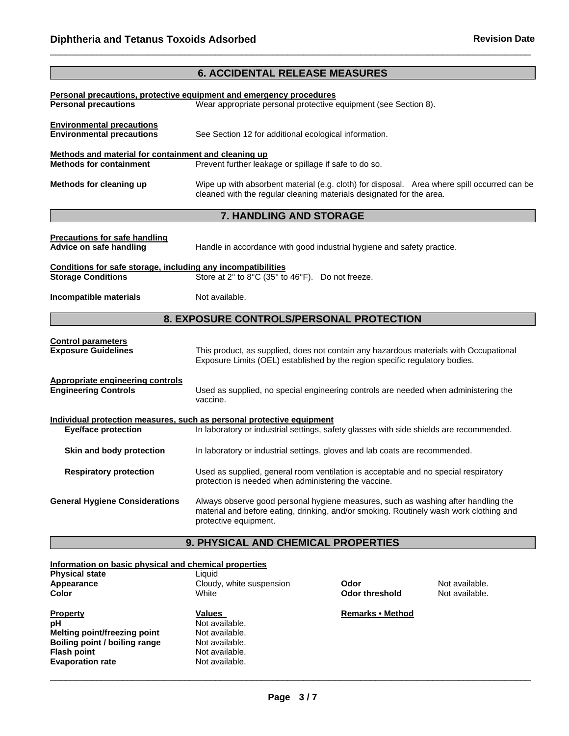## 6. ACCIDENTAL RELEASE MEASURES

**Personal precautions, protective equipment and emergency procedures**

**Personal precautions** Wear appropriate personal protective equipment (see Section 8).

**Environmental precautions**

**Environmental precautions** See Section 12 for additional ecological information.

**Methods and material for containment and cleaning up**

**Methods for containment** Prevent further leakage or spillage if safe to do so.

**Methods for cleaning up** Wipe up with absorbent material (e.g. cloth) for disposal. Area where spill occurred can be cleaned with the regular cleaning materials designated for the area.

## 7. HANDLING AND STORAGE

**Precautions for safe handling**

**Advice on safe handling** Handle in accordance with good industrial hygiene and safety practice.

**Conditions for safe storage, including any incompatibilities**

**Storage Conditions** Store at 2° to 8°C (35° to 46°F). Do not freeze.

**Incompatible materials** Not available.

## 8. EXPOSURE CONTROLS/PERSONAL PROTECTION

**Control parameters**

**Exposure Guidelines** This product, as supplied, does not contain any hazardous materials with Occupational Exposure Limits (OEL) established by the region specific regulatory bodies.

**Appropriate engineering controls**

**Engineering Controls** Used as supplied, no special engineering controls are needed when administering the vaccine.

**Individual protection measures, such as personal protective equipment**

**Eye/face protection** In laboratory or industrial settings, safety glasses with side shields are recommended.

**Skin and body protection** In laboratory or industrial settings, gloves and lab coats are recommended.

**Respiratory protection** Used as supplied, general room ventilation is acceptable and no special respiratory protection is needed when administering the vaccine.

**General Hygiene Considerations** Always observe good personal hygiene measures, such as washing after handling the material and before eating, drinking, and/or smoking. Routinely wash work clothing and protective equipment.

## 9. PHYSICAL AND CHEMICAL PROPERTIES

**Information on basic physical and chemical properties**

| | | | |
|---|---|---|---|
| **Physical state** | Liquid | | |
| **Appearance** | Cloudy, white suspension | **Odor** | Not available. |
| **Color** | White | **Odor threshold** | Not available. |

| **Property** | **Values** | **Remarks • Method** |
|---|---|---|
| **pH** | Not available. | |
| **Melting point/freezing point** | Not available. | |
| **Boiling point / boiling range** | Not available. | |
| **Flash point** | Not available. | |
| **Evaporation rate** | Not available. | |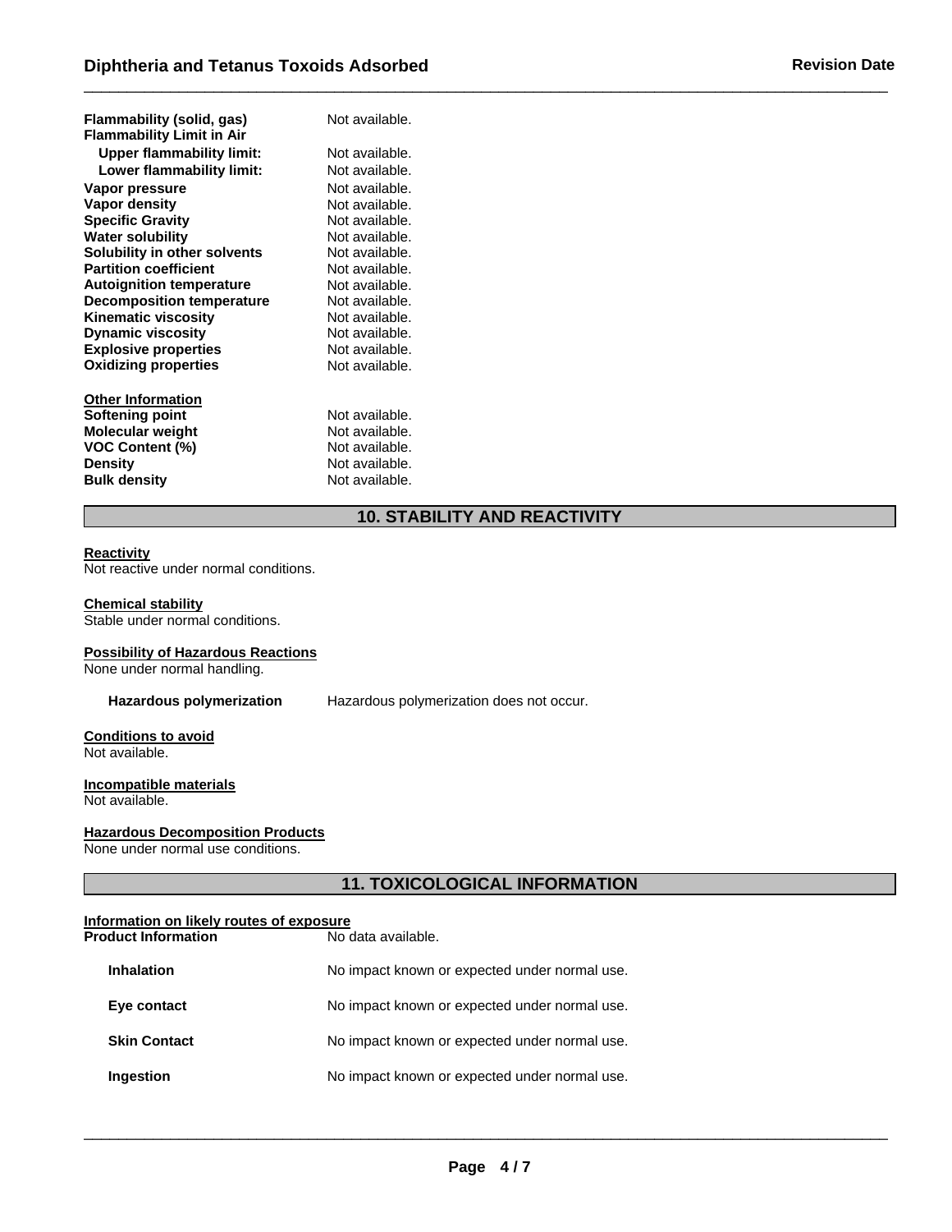| | |
|---|---|
| **Flammability (solid, gas)** | Not available. |
| **Flammability Limit in Air** | |
| **Upper flammability limit:** | Not available. |
| **Lower flammability limit:** | Not available. |
| **Vapor pressure** | Not available. |
| **Vapor density** | Not available. |
| **Specific Gravity** | Not available. |
| **Water solubility** | Not available. |
| **Solubility in other solvents** | Not available. |
| **Partition coefficient** | Not available. |
| **Autoignition temperature** | Not available. |
| **Decomposition temperature** | Not available. |
| **Kinematic viscosity** | Not available. |
| **Dynamic viscosity** | Not available. |
| **Explosive properties** | Not available. |
| **Oxidizing properties** | Not available. |

**Other Information**

| | |
|---|---|
| **Softening point** | Not available. |
| **Molecular weight** | Not available. |
| **VOC Content (%)** | Not available. |
| **Density** | Not available. |
| **Bulk density** | Not available. |

## 10. STABILITY AND REACTIVITY

**Reactivity**
Not reactive under normal conditions.

**Chemical stability**
Stable under normal conditions.

**Possibility of Hazardous Reactions**
None under normal handling.

**Hazardous polymerization** Hazardous polymerization does not occur.

**Conditions to avoid**
Not available.

**Incompatible materials**
Not available.

**Hazardous Decomposition Products**
None under normal use conditions.

## 11. TOXICOLOGICAL INFORMATION

**Information on likely routes of exposure**

| | |
|---|---|
| **Product Information** | No data available. |
| **Inhalation** | No impact known or expected under normal use. |
| **Eye contact** | No impact known or expected under normal use. |
| **Skin Contact** | No impact known or expected under normal use. |
| **Ingestion** | No impact known or expected under normal use. |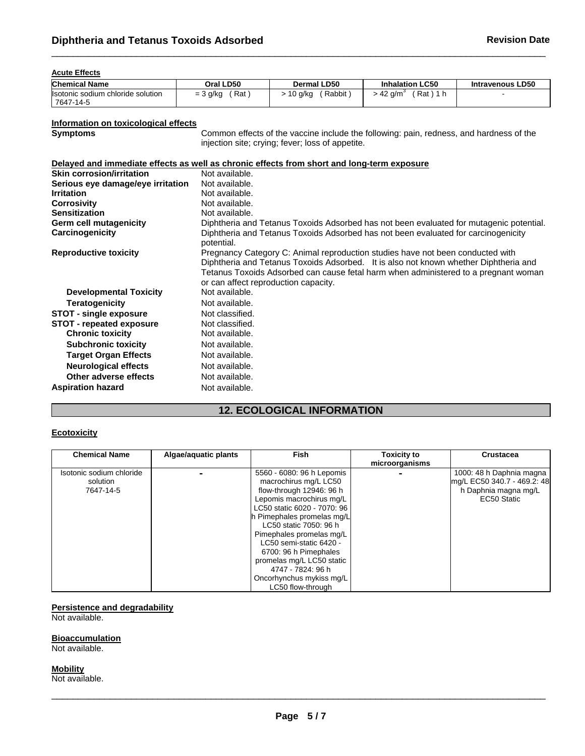**Acute Effects**

| Chemical Name | Oral LD50 | Dermal LD50 | Inhalation LC50 | Intravenous LD50 |
|---|---|---|---|---|
| Isotonic sodium chloride solution 7647-14-5 | = 3 g/kg ( Rat ) | > 10 g/kg ( Rabbit ) | > 42 g/m$^3$ ( Rat ) 1 h | - |

**Information on toxicological effects**

**Symptoms** Common effects of the vaccine include the following: pain, redness, and hardness of the injection site; crying; fever; loss of appetite.

**Delayed and immediate effects as well as chronic effects from short and long-term exposure**

**Skin corrosion/irritation** Not available.
**Serious eye damage/eye irritation** Not available.
**Irritation** Not available.
**Corrosivity** Not available.
**Sensitization** Not available.
**Germ cell mutagenicity** Diphtheria and Tetanus Toxoids Adsorbed has not been evaluated for mutagenic potential.
**Carcinogenicity** Diphtheria and Tetanus Toxoids Adsorbed has not been evaluated for carcinogenicity potential.
**Reproductive toxicity** Pregnancy Category C: Animal reproduction studies have not been conducted with Diphtheria and Tetanus Toxoids Adsorbed. It is also not known whether Diphtheria and Tetanus Toxoids Adsorbed can cause fetal harm when administered to a pregnant woman or can affect reproduction capacity.
**Developmental Toxicity** Not available.
**Teratogenicity** Not available.
**STOT - single exposure** Not classified.
**STOT - repeated exposure** Not classified.
**Chronic toxicity** Not available.
**Subchronic toxicity** Not available.
**Target Organ Effects** Not available.
**Neurological effects** Not available.
**Other adverse effects** Not available.
**Aspiration hazard** Not available.

## 12. ECOLOGICAL INFORMATION

**Ecotoxicity**

| Chemical Name | Algae/aquatic plants | Fish | Toxicity to microorganisms | Crustacea |
|---|---|---|---|---|
| Isotonic sodium chloride solution 7647-14-5 | - | 5560 - 6080: 96 h Lepomis macrochirus mg/L LC50 flow-through 12946: 96 h Lepomis macrochirus mg/L LC50 static 6020 - 7070: 96 h Pimephales promelas mg/L LC50 static 7050: 96 h Pimephales promelas mg/L LC50 semi-static 6420 - 6700: 96 h Pimephales promelas mg/L LC50 static 4747 - 7824: 96 h Oncorhynchus mykiss mg/L LC50 flow-through | - | 1000: 48 h Daphnia magna mg/L EC50 340.7 - 469.2: 48 h Daphnia magna mg/L EC50 Static |

**Persistence and degradability**
Not available.

**Bioaccumulation**
Not available.

**Mobility**
Not available.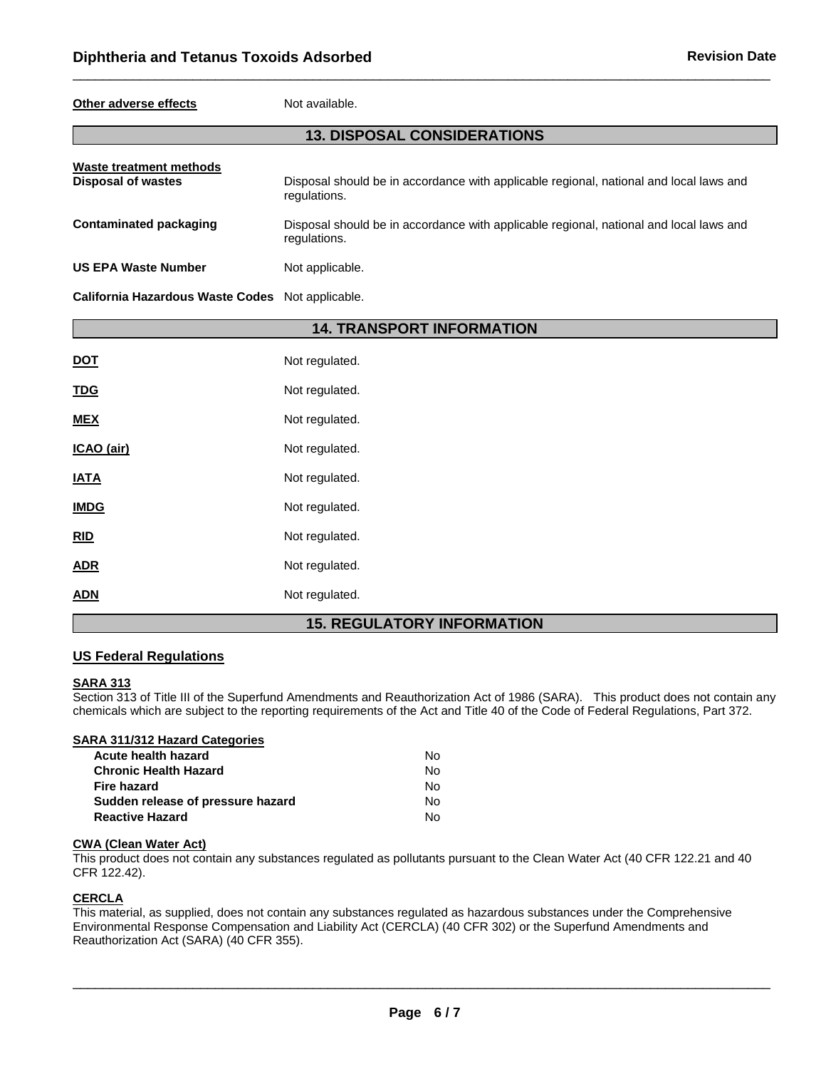**Other adverse effects** Not available.

## 13. DISPOSAL CONSIDERATIONS

**Waste treatment methods**

| | |
|---|---|
| **Disposal of wastes** | Disposal should be in accordance with applicable regional, national and local laws and regulations. |
| **Contaminated packaging** | Disposal should be in accordance with applicable regional, national and local laws and regulations. |
| **US EPA Waste Number** | Not applicable. |
| **California Hazardous Waste Codes** | Not applicable. |

## 14. TRANSPORT INFORMATION

| | |
|---|---|
| **DOT** | Not regulated. |
| **TDG** | Not regulated. |
| **MEX** | Not regulated. |
| **ICAO (air)** | Not regulated. |
| **IATA** | Not regulated. |
| **IMDG** | Not regulated. |
| **RID** | Not regulated. |
| **ADR** | Not regulated. |
| **ADN** | Not regulated. |

## 15. REGULATORY INFORMATION

### US Federal Regulations

**SARA 313**

Section 313 of Title III of the Superfund Amendments and Reauthorization Act of 1986 (SARA). This product does not contain any chemicals which are subject to the reporting requirements of the Act and Title 40 of the Code of Federal Regulations, Part 372.

**SARA 311/312 Hazard Categories**

| | |
|---|---|
| **Acute health hazard** | No |
| **Chronic Health Hazard** | No |
| **Fire hazard** | No |
| **Sudden release of pressure hazard** | No |
| **Reactive Hazard** | No |

**CWA (Clean Water Act)**

This product does not contain any substances regulated as pollutants pursuant to the Clean Water Act (40 CFR 122.21 and 40 CFR 122.42).

**CERCLA**

This material, as supplied, does not contain any substances regulated as hazardous substances under the Comprehensive Environmental Response Compensation and Liability Act (CERCLA) (40 CFR 302) or the Superfund Amendments and Reauthorization Act (SARA) (40 CFR 355).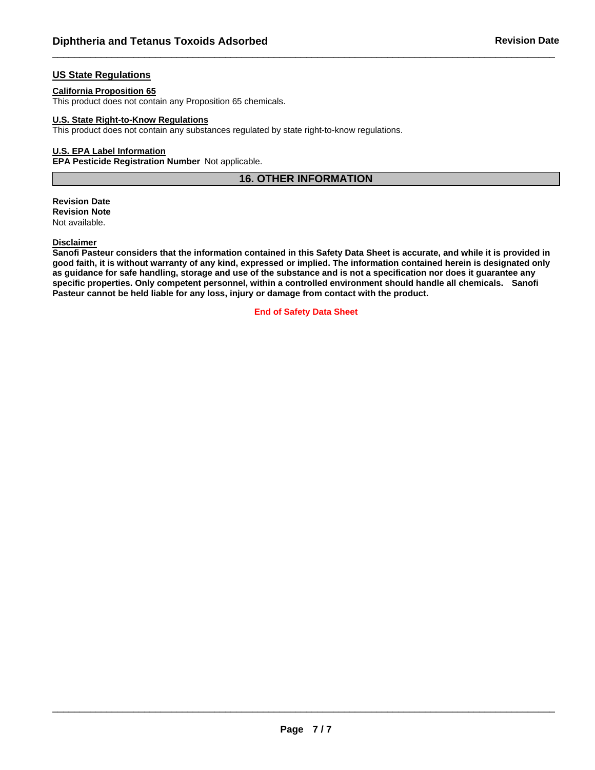## US State Regulations

**California Proposition 65**
This product does not contain any Proposition 65 chemicals.

**U.S. State Right-to-Know Regulations**
This product does not contain any substances regulated by state right-to-know regulations.

**U.S. EPA Label Information**
**EPA Pesticide Registration Number** Not applicable.

## 16. OTHER INFORMATION

**Revision Date**
**Revision Note**
Not available.

**Disclaimer**
**Sanofi Pasteur considers that the information contained in this Safety Data Sheet is accurate, and while it is provided in good faith, it is without warranty of any kind, expressed or implied. The information contained herein is designated only as guidance for safe handling, storage and use of the substance and is not a specification nor does it guarantee any specific properties. Only competent personnel, within a controlled environment should handle all chemicals. Sanofi Pasteur cannot be held liable for any loss, injury or damage from contact with the product.**

**End of Safety Data Sheet**